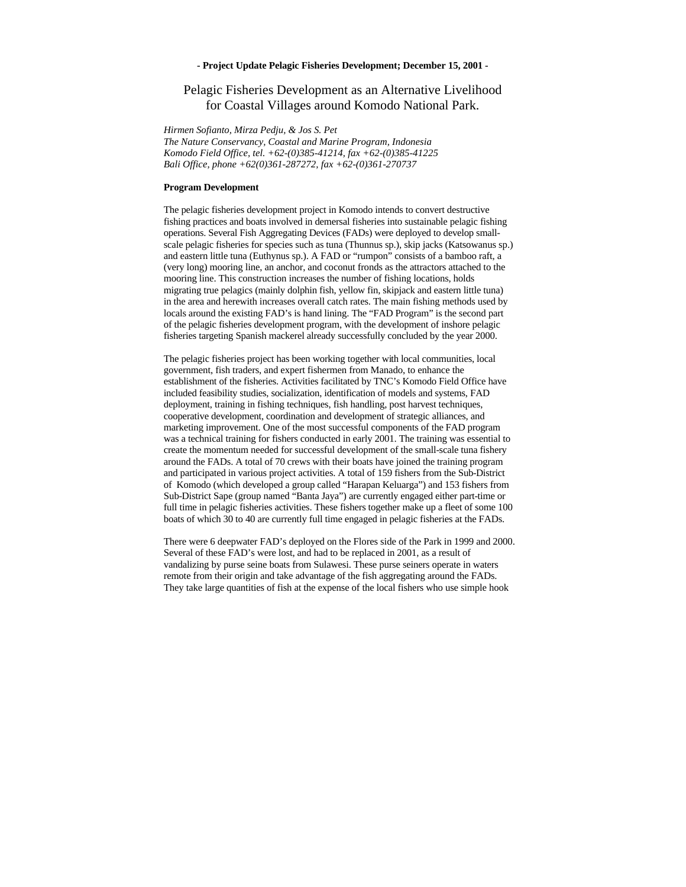**- Project Update Pelagic Fisheries Development; December 15, 2001 -**

# Pelagic Fisheries Development as an Alternative Livelihood for Coastal Villages around Komodo National Park.

*Hirmen Sofianto, Mirza Pedju, & Jos S. Pet*
*The Nature Conservancy, Coastal and Marine Program, Indonesia*
*Komodo Field Office, tel. +62-(0)385-41214, fax +62-(0)385-41225*
*Bali Office, phone +62(0)361-287272, fax +62-(0)361-270737*

## Program Development

The pelagic fisheries development project in Komodo intends to convert destructive fishing practices and boats involved in demersal fisheries into sustainable pelagic fishing operations. Several Fish Aggregating Devices (FADs) were deployed to develop small-scale pelagic fisheries for species such as tuna (Thunnus sp.), skip jacks (Katsowanus sp.) and eastern little tuna (Euthynus sp.). A FAD or "rumpon" consists of a bamboo raft, a (very long) mooring line, an anchor, and coconut fronds as the attractors attached to the mooring line. This construction increases the number of fishing locations, holds migrating true pelagics (mainly dolphin fish, yellow fin, skipjack and eastern little tuna) in the area and herewith increases overall catch rates. The main fishing methods used by locals around the existing FAD's is hand lining. The "FAD Program" is the second part of the pelagic fisheries development program, with the development of inshore pelagic fisheries targeting Spanish mackerel already successfully concluded by the year 2000.

The pelagic fisheries project has been working together with local communities, local government, fish traders, and expert fishermen from Manado, to enhance the establishment of the fisheries. Activities facilitated by TNC's Komodo Field Office have included feasibility studies, socialization, identification of models and systems, FAD deployment, training in fishing techniques, fish handling, post harvest techniques, cooperative development, coordination and development of strategic alliances, and marketing improvement. One of the most successful components of the FAD program was a technical training for fishers conducted in early 2001. The training was essential to create the momentum needed for successful development of the small-scale tuna fishery around the FADs. A total of 70 crews with their boats have joined the training program and participated in various project activities. A total of 159 fishers from the Sub-District of Komodo (which developed a group called "Harapan Keluarga") and 153 fishers from Sub-District Sape (group named "Banta Jaya") are currently engaged either part-time or full time in pelagic fisheries activities. These fishers together make up a fleet of some 100 boats of which 30 to 40 are currently full time engaged in pelagic fisheries at the FADs.

There were 6 deepwater FAD's deployed on the Flores side of the Park in 1999 and 2000. Several of these FAD's were lost, and had to be replaced in 2001, as a result of vandalizing by purse seine boats from Sulawesi. These purse seiners operate in waters remote from their origin and take advantage of the fish aggregating around the FADs. They take large quantities of fish at the expense of the local fishers who use simple hook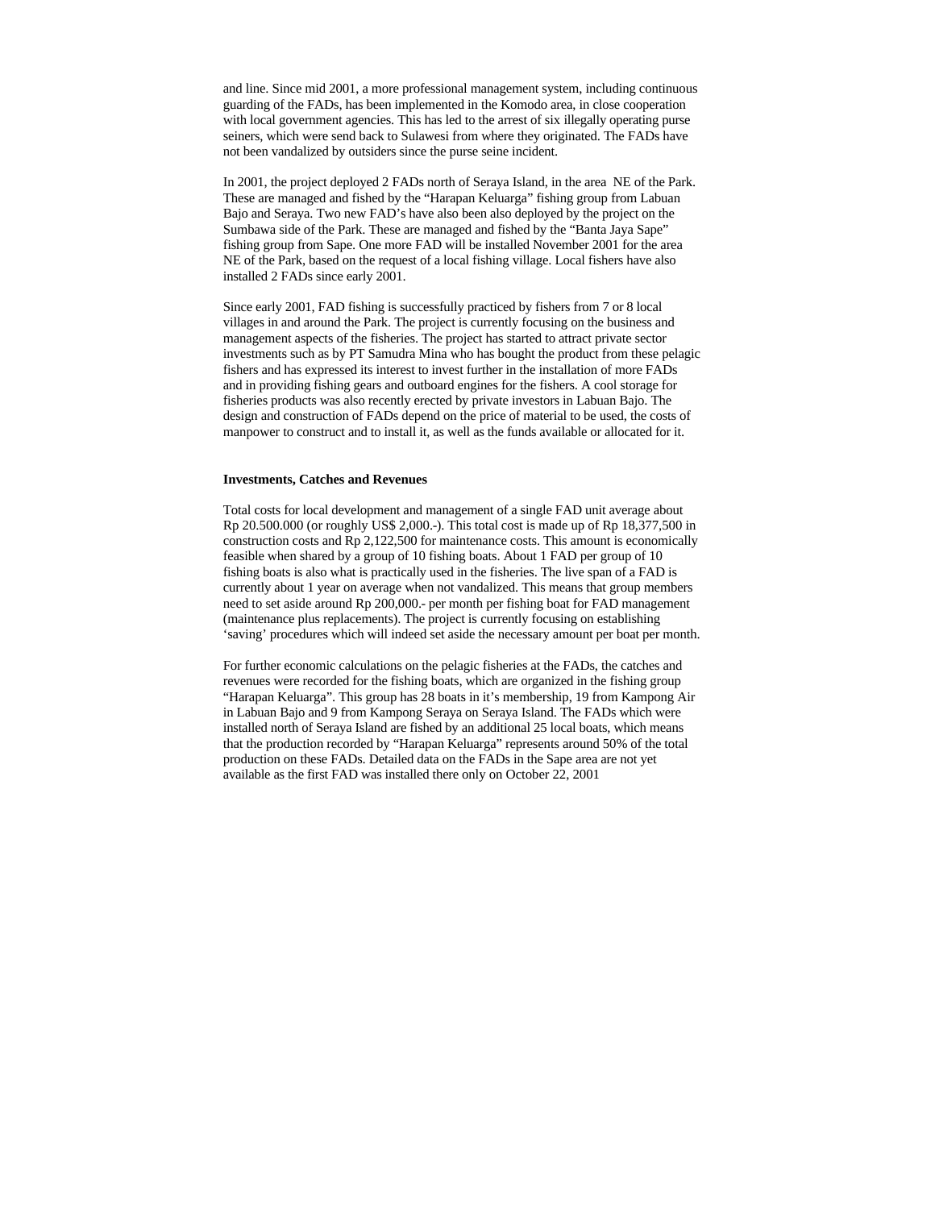and line. Since mid 2001, a more professional management system, including continuous guarding of the FADs, has been implemented in the Komodo area, in close cooperation with local government agencies. This has led to the arrest of six illegally operating purse seiners, which were send back to Sulawesi from where they originated. The FADs have not been vandalized by outsiders since the purse seine incident.

In 2001, the project deployed 2 FADs north of Seraya Island, in the area NE of the Park. These are managed and fished by the "Harapan Keluarga" fishing group from Labuan Bajo and Seraya. Two new FAD's have also been also deployed by the project on the Sumbawa side of the Park. These are managed and fished by the "Banta Jaya Sape" fishing group from Sape. One more FAD will be installed November 2001 for the area NE of the Park, based on the request of a local fishing village. Local fishers have also installed 2 FADs since early 2001.

Since early 2001, FAD fishing is successfully practiced by fishers from 7 or 8 local villages in and around the Park. The project is currently focusing on the business and management aspects of the fisheries. The project has started to attract private sector investments such as by PT Samudra Mina who has bought the product from these pelagic fishers and has expressed its interest to invest further in the installation of more FADs and in providing fishing gears and outboard engines for the fishers. A cool storage for fisheries products was also recently erected by private investors in Labuan Bajo. The design and construction of FADs depend on the price of material to be used, the costs of manpower to construct and to install it, as well as the funds available or allocated for it.

**Investments, Catches and Revenues**

Total costs for local development and management of a single FAD unit average about Rp 20.500.000 (or roughly US$ 2,000.-). This total cost is made up of Rp 18,377,500 in construction costs and Rp 2,122,500 for maintenance costs. This amount is economically feasible when shared by a group of 10 fishing boats. About 1 FAD per group of 10 fishing boats is also what is practically used in the fisheries. The live span of a FAD is currently about 1 year on average when not vandalized. This means that group members need to set aside around Rp 200,000.- per month per fishing boat for FAD management (maintenance plus replacements). The project is currently focusing on establishing 'saving' procedures which will indeed set aside the necessary amount per boat per month.

For further economic calculations on the pelagic fisheries at the FADs, the catches and revenues were recorded for the fishing boats, which are organized in the fishing group "Harapan Keluarga". This group has 28 boats in it's membership, 19 from Kampong Air in Labuan Bajo and 9 from Kampong Seraya on Seraya Island. The FADs which were installed north of Seraya Island are fished by an additional 25 local boats, which means that the production recorded by "Harapan Keluarga" represents around 50% of the total production on these FADs. Detailed data on the FADs in the Sape area are not yet available as the first FAD was installed there only on October 22, 2001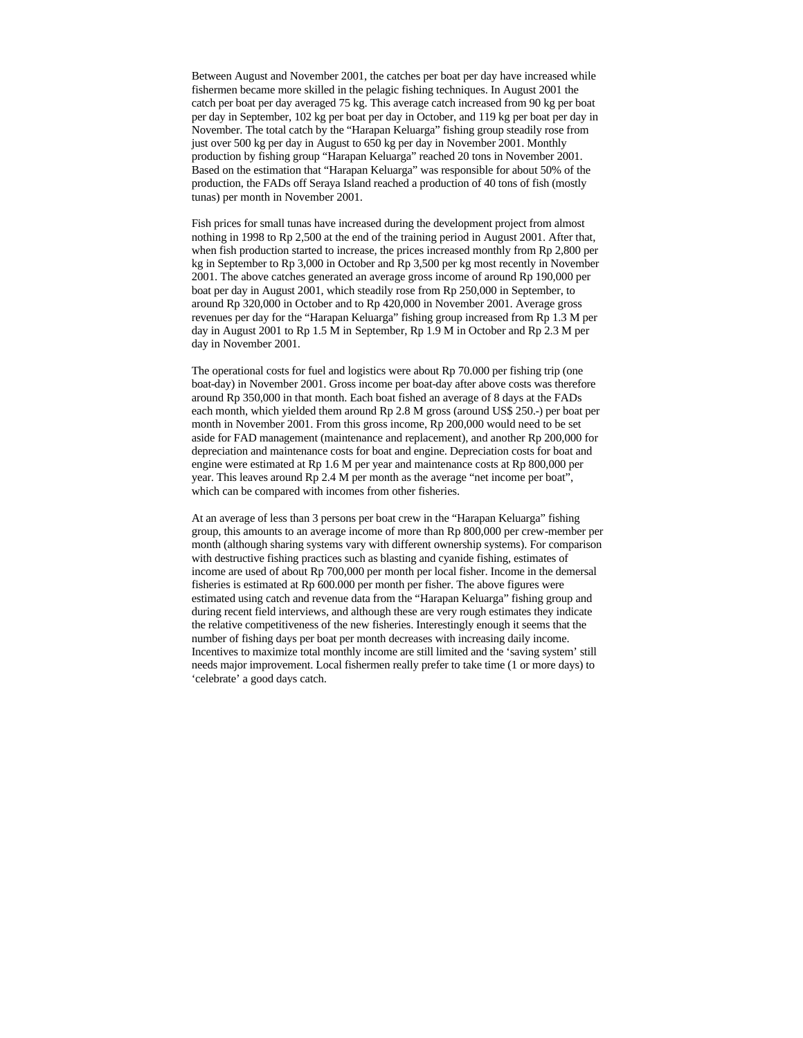Between August and November 2001, the catches per boat per day have increased while fishermen became more skilled in the pelagic fishing techniques. In August 2001 the catch per boat per day averaged 75 kg. This average catch increased from 90 kg per boat per day in September, 102 kg per boat per day in October, and 119 kg per boat per day in November. The total catch by the "Harapan Keluarga" fishing group steadily rose from just over 500 kg per day in August to 650 kg per day in November 2001. Monthly production by fishing group "Harapan Keluarga" reached 20 tons in November 2001. Based on the estimation that "Harapan Keluarga" was responsible for about 50% of the production, the FADs off Seraya Island reached a production of 40 tons of fish (mostly tunas) per month in November 2001.

Fish prices for small tunas have increased during the development project from almost nothing in 1998 to Rp 2,500 at the end of the training period in August 2001. After that, when fish production started to increase, the prices increased monthly from Rp 2,800 per kg in September to Rp 3,000 in October and Rp 3,500 per kg most recently in November 2001. The above catches generated an average gross income of around Rp 190,000 per boat per day in August 2001, which steadily rose from Rp 250,000 in September, to around Rp 320,000 in October and to Rp 420,000 in November 2001. Average gross revenues per day for the "Harapan Keluarga" fishing group increased from Rp 1.3 M per day in August 2001 to Rp 1.5 M in September, Rp 1.9 M in October and Rp 2.3 M per day in November 2001.

The operational costs for fuel and logistics were about Rp 70.000 per fishing trip (one boat-day) in November 2001. Gross income per boat-day after above costs was therefore around Rp 350,000 in that month. Each boat fished an average of 8 days at the FADs each month, which yielded them around Rp 2.8 M gross (around US$ 250.-) per boat per month in November 2001. From this gross income, Rp 200,000 would need to be set aside for FAD management (maintenance and replacement), and another Rp 200,000 for depreciation and maintenance costs for boat and engine. Depreciation costs for boat and engine were estimated at Rp 1.6 M per year and maintenance costs at Rp 800,000 per year. This leaves around Rp 2.4 M per month as the average "net income per boat", which can be compared with incomes from other fisheries.

At an average of less than 3 persons per boat crew in the "Harapan Keluarga" fishing group, this amounts to an average income of more than Rp 800,000 per crew-member per month (although sharing systems vary with different ownership systems). For comparison with destructive fishing practices such as blasting and cyanide fishing, estimates of income are used of about Rp 700,000 per month per local fisher. Income in the demersal fisheries is estimated at Rp 600.000 per month per fisher. The above figures were estimated using catch and revenue data from the "Harapan Keluarga" fishing group and during recent field interviews, and although these are very rough estimates they indicate the relative competitiveness of the new fisheries. Interestingly enough it seems that the number of fishing days per boat per month decreases with increasing daily income. Incentives to maximize total monthly income are still limited and the 'saving system' still needs major improvement. Local fishermen really prefer to take time (1 or more days) to 'celebrate' a good days catch.